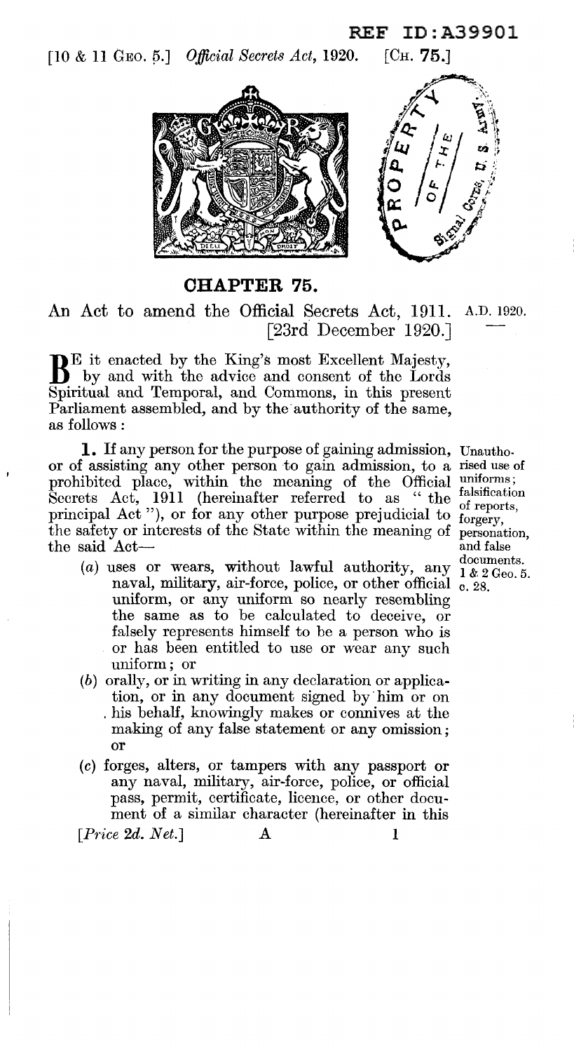REF ID:A39901

[10 & 11 Geo. 5.] *Official Secrets Act*, 1920. [Ch. **75**.]

PROPERTY OF THE U. S. ARMY Signal Corps

## CHAPTER 75.

An Act to amend the Official Secrets Act, 1911. [23rd December 1920.]

A.D. 1920.

BE it enacted by the King's most Excellent Majesty, by and with the advice and consent of the Lords Spiritual and Temporal, and Commons, in this present Parliament assembled, and by the authority of the same, as follows:

*Unauthorised use of uniforms; falsification of reports, forgery, personation, and false documents. 1 & 2 Geo. 5. c. 28.*

**1.** If any person for the purpose of gaining admission, or of assisting any other person to gain admission, to a prohibited place, within the meaning of the Official Secrets Act, 1911 (hereinafter referred to as "the principal Act"), or for any other purpose prejudicial to the safety or interests of the State within the meaning of the said Act—

(*a*) uses or wears, without lawful authority, any naval, military, air-force, police, or other official uniform, or any uniform so nearly resembling the same as to be calculated to deceive, or falsely represents himself to be a person who is or has been entitled to use or wear any such uniform; or

(*b*) orally, or in writing in any declaration or application, or in any document signed by him or on his behalf, knowingly makes or connives at the making of any false statement or any omission; or

(*c*) forges, alters, or tampers with any passport or any naval, military, air-force, police, or official pass, permit, certificate, licence, or other document of a similar character (hereinafter in this

[*Price 2d. Net.*] A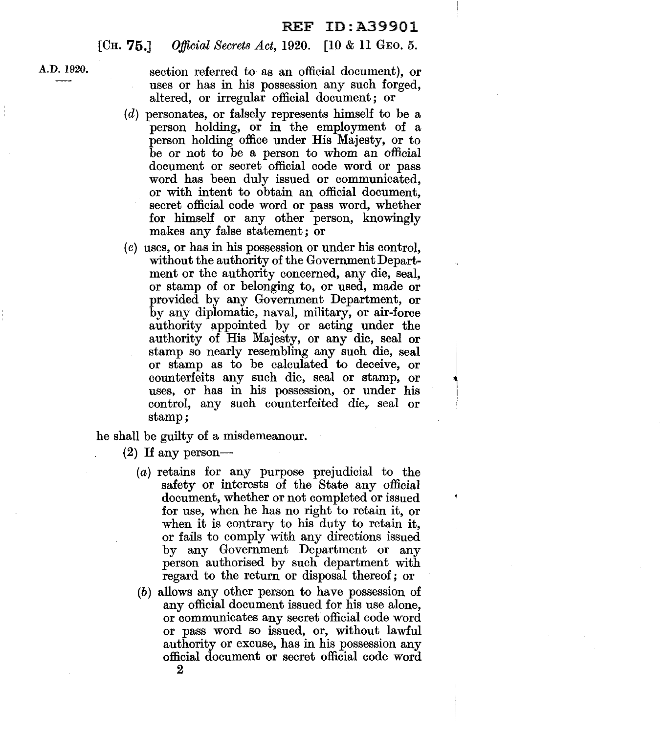section referred to as an official document), or uses or has in his possession any such forged, altered, or irregular official document; or

(*d*) personates, or falsely represents himself to be a person holding, or in the employment of a person holding office under His Majesty, or to be or not to be a person to whom an official document or secret official code word or pass word has been duly issued or communicated, or with intent to obtain an official document, secret official code word or pass word, whether for himself or any other person, knowingly makes any false statement; or

(*e*) uses, or has in his possession or under his control, without the authority of the Government Department or the authority concerned, any die, seal, or stamp of or belonging to, or used, made or provided by any Government Department, or by any diplomatic, naval, military, or air-force authority appointed by or acting under the authority of His Majesty, or any die, seal or stamp so nearly resembling any such die, seal or stamp as to be calculated to deceive, or counterfeits any such die, seal or stamp, or uses, or has in his possession, or under his control, any such counterfeited die, seal or stamp;

he shall be guilty of a misdemeanour.

(2) If any person—

(*a*) retains for any purpose prejudicial to the safety or interests of the State any official document, whether or not completed or issued for use, when he has no right to retain it, or when it is contrary to his duty to retain it, or fails to comply with any directions issued by any Government Department or any person authorised by such department with regard to the return or disposal thereof; or

(*b*) allows any other person to have possession of any official document issued for his use alone, or communicates any secret official code word or pass word so issued, or, without lawful authority or excuse, has in his possession any official document or secret official code word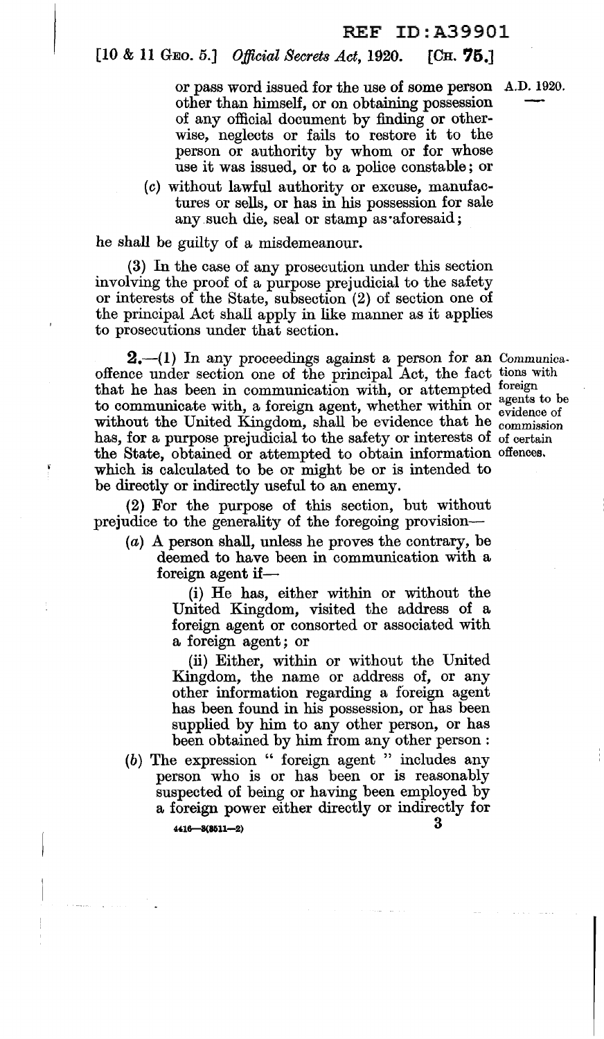or pass word issued for the use of some person other than himself, or on obtaining possession of any official document by finding or otherwise, neglects or fails to restore it to the person or authority by whom or for whose use it was issued, or to a police constable; or

(c) without lawful authority or excuse, manufactures or sells, or has in his possession for sale any such die, seal or stamp as aforesaid;

he shall be guilty of a misdemeanour.

(3) In the case of any prosecution under this section involving the proof of a purpose prejudicial to the safety or interests of the State, subsection (2) of section one of the principal Act shall apply in like manner as it applies to prosecutions under that section.

Communications with foreign agents to be evidence of commission of certain offences.

**2.**—(1) In any proceedings against a person for an offence under section one of the principal Act, the fact that he has been in communication with, or attempted to communicate with, a foreign agent, whether within or without the United Kingdom, shall be evidence that he has, for a purpose prejudicial to the safety or interests of the State, obtained or attempted to obtain information which is calculated to be or might be or is intended to be directly or indirectly useful to an enemy.

(2) For the purpose of this section, but without prejudice to the generality of the foregoing provision—

(a) A person shall, unless he proves the contrary, be deemed to have been in communication with a foreign agent if—

(i) He has, either within or without the United Kingdom, visited the address of a foreign agent or consorted or associated with a foreign agent; or

(ii) Either, within or without the United Kingdom, the name or address of, or any other information regarding a foreign agent has been found in his possession, or has been supplied by him to any other person, or has been obtained by him from any other person:

(b) The expression " foreign agent " includes any person who is or has been or is reasonably suspected of being or having been employed by a foreign power either directly or indirectly for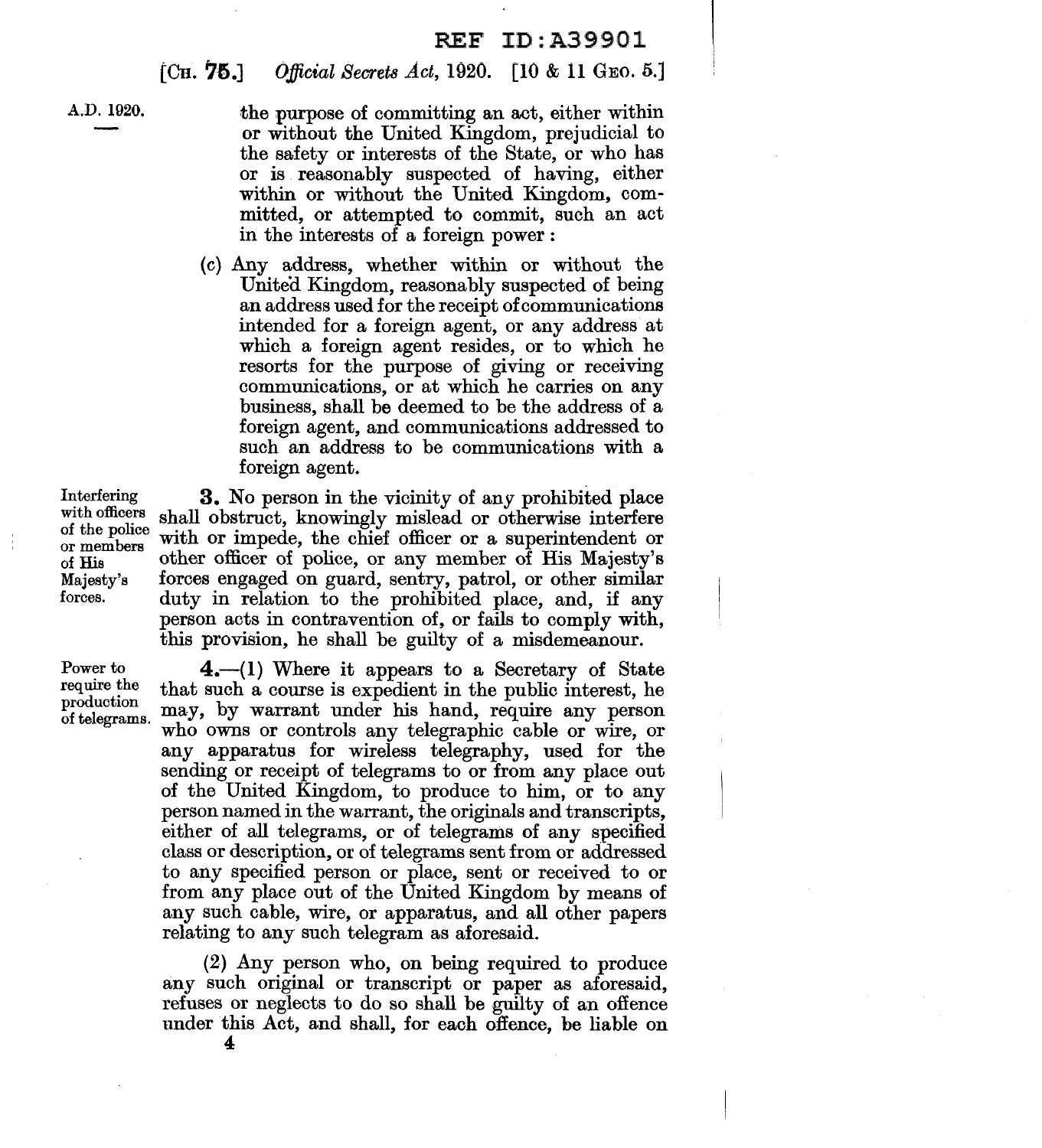the purpose of committing an act, either within or without the United Kingdom, prejudicial to the safety or interests of the State, or who has or is reasonably suspected of having, either within or without the United Kingdom, committed, or attempted to commit, such an act in the interests of a foreign power:

(c) Any address, whether within or without the United Kingdom, reasonably suspected of being an address used for the receipt of communications intended for a foreign agent, or any address at which a foreign agent resides, or to which he resorts for the purpose of giving or receiving communications, or at which he carries on any business, shall be deemed to be the address of a foreign agent, and communications addressed to such an address to be communications with a foreign agent.

*Interfering with officers of the police or members of His Majesty's forces.*

**3.** No person in the vicinity of any prohibited place shall obstruct, knowingly mislead or otherwise interfere with or impede, the chief officer or a superintendent or other officer of police, or any member of His Majesty's forces engaged on guard, sentry, patrol, or other similar duty in relation to the prohibited place, and, if any person acts in contravention of, or fails to comply with, this provision, he shall be guilty of a misdemeanour.

*Power to require the production of telegrams.*

**4.**—(1) Where it appears to a Secretary of State that such a course is expedient in the public interest, he may, by warrant under his hand, require any person who owns or controls any telegraphic cable or wire, or any apparatus for wireless telegraphy, used for the sending or receipt of telegrams to or from any place out of the United Kingdom, to produce to him, or to any person named in the warrant, the originals and transcripts, either of all telegrams, or of telegrams of any specified class or description, or of telegrams sent from or addressed to any specified person or place, sent or received to or from any place out of the United Kingdom by means of any such cable, wire, or apparatus, and all other papers relating to any such telegram as aforesaid.

(2) Any person who, on being required to produce any such original or transcript or paper as aforesaid, refuses or neglects to do so shall be guilty of an offence under this Act, and shall, for each offence, be liable on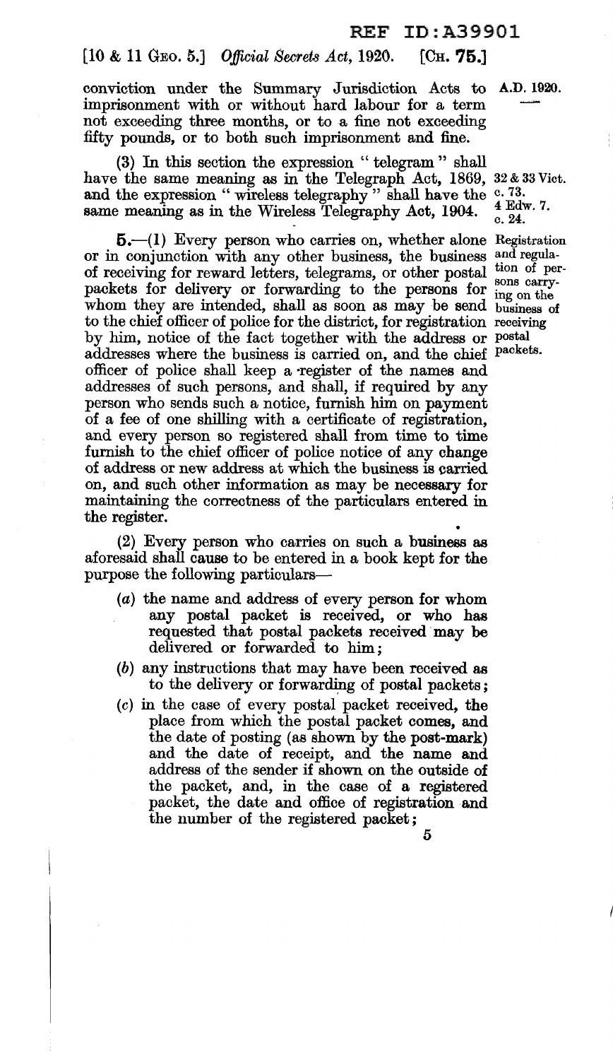conviction under the Summary Jurisdiction Acts to imprisonment with or without hard labour for a term not exceeding three months, or to a fine not exceeding fifty pounds, or to both such imprisonment and fine.

(3) In this section the expression " telegram " shall have the same meaning as in the Telegraph Act, 1869, and the expression " wireless telegraphy " shall have the same meaning as in the Wireless Telegraphy Act, 1904.

32 & 33 Vict. c. 73.
4 Edw. 7. c. 24.

Registration and regulation of persons carrying on the business of receiving postal packets.

**5.**—(1) Every person who carries on, whether alone or in conjunction with any other business, the business of receiving for reward letters, telegrams, or other postal packets for delivery or forwarding to the persons for whom they are intended, shall as soon as may be send to the chief officer of police for the district, for registration by him, notice of the fact together with the address or addresses where the business is carried on, and the chief officer of police shall keep a register of the names and addresses of such persons, and shall, if required by any person who sends such a notice, furnish him on payment of a fee of one shilling with a certificate of registration, and every person so registered shall from time to time furnish to the chief officer of police notice of any change of address or new address at which the business is carried on, and such other information as may be necessary for maintaining the correctness of the particulars entered in the register.

(2) Every person who carries on such a business as aforesaid shall cause to be entered in a book kept for the purpose the following particulars—

(*a*) the name and address of every person for whom any postal packet is received, or who has requested that postal packets received may be delivered or forwarded to him;

(*b*) any instructions that may have been received as to the delivery or forwarding of postal packets;

(*c*) in the case of every postal packet received, the place from which the postal packet comes, and the date of posting (as shown by the post-mark) and the date of receipt, and the name and address of the sender if shown on the outside of the packet, and, in the case of a registered packet, the date and office of registration and the number of the registered packet;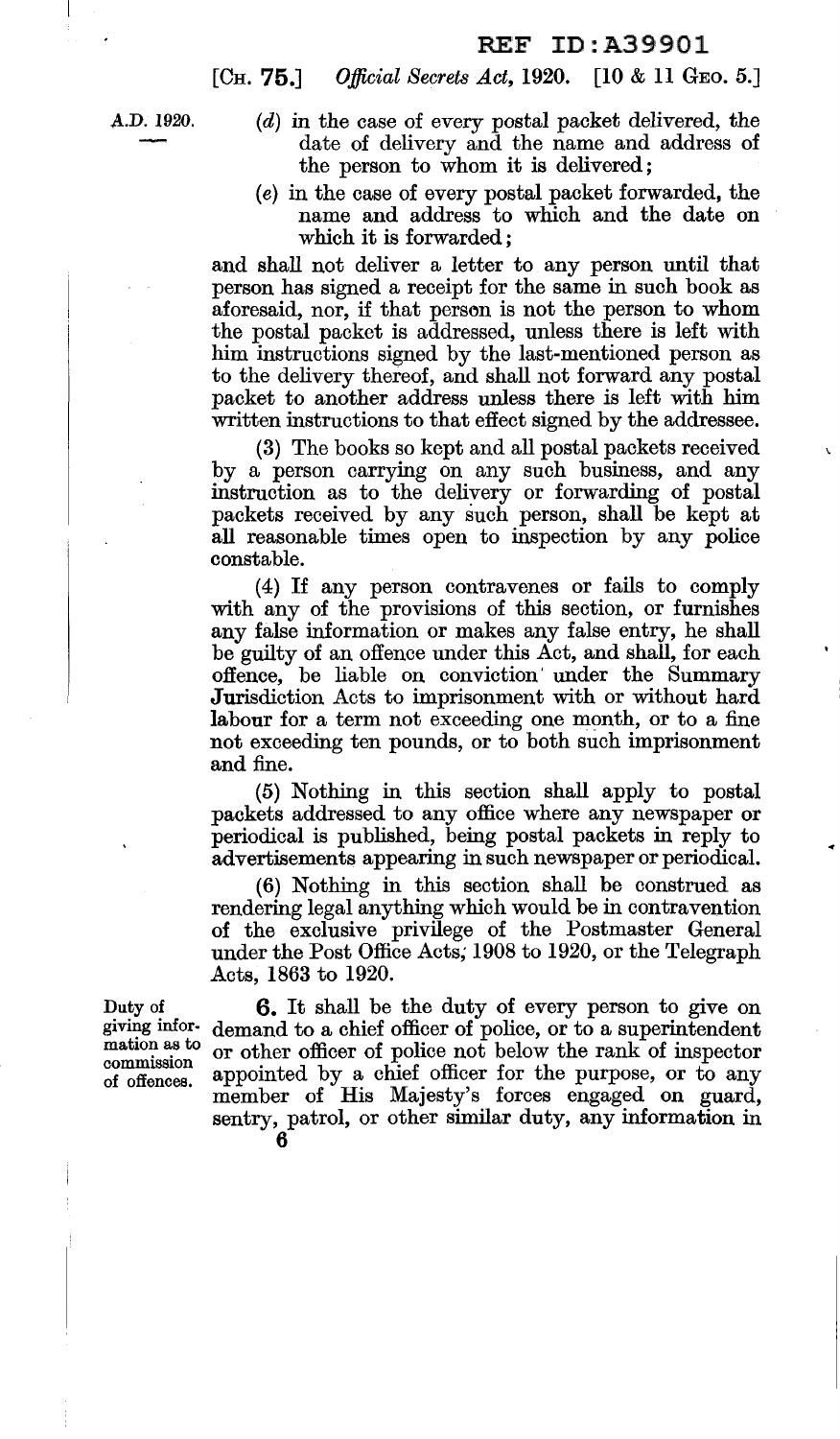(d) in the case of every postal packet delivered, the date of delivery and the name and address of the person to whom it is delivered;

(e) in the case of every postal packet forwarded, the name and address to which and the date on which it is forwarded;

and shall not deliver a letter to any person until that person has signed a receipt for the same in such book as aforesaid, nor, if that person is not the person to whom the postal packet is addressed, unless there is left with him instructions signed by the last-mentioned person as to the delivery thereof, and shall not forward any postal packet to another address unless there is left with him written instructions to that effect signed by the addressee.

(3) The books so kept and all postal packets received by a person carrying on any such business, and any instruction as to the delivery or forwarding of postal packets received by any such person, shall be kept at all reasonable times open to inspection by any police constable.

(4) If any person contravenes or fails to comply with any of the provisions of this section, or furnishes any false information or makes any false entry, he shall be guilty of an offence under this Act, and shall, for each offence, be liable on conviction under the Summary Jurisdiction Acts to imprisonment with or without hard labour for a term not exceeding one month, or to a fine not exceeding ten pounds, or to both such imprisonment and fine.

(5) Nothing in this section shall apply to postal packets addressed to any office where any newspaper or periodical is published, being postal packets in reply to advertisements appearing in such newspaper or periodical.

(6) Nothing in this section shall be construed as rendering legal anything which would be in contravention of the exclusive privilege of the Postmaster General under the Post Office Acts, 1908 to 1920, or the Telegraph Acts, 1863 to 1920.

*Duty of giving information as to commission of offences.*

**6.** It shall be the duty of every person to give on demand to a chief officer of police, or to a superintendent or other officer of police not below the rank of inspector appointed by a chief officer for the purpose, or to any member of His Majesty's forces engaged on guard, sentry, patrol, or other similar duty, any information in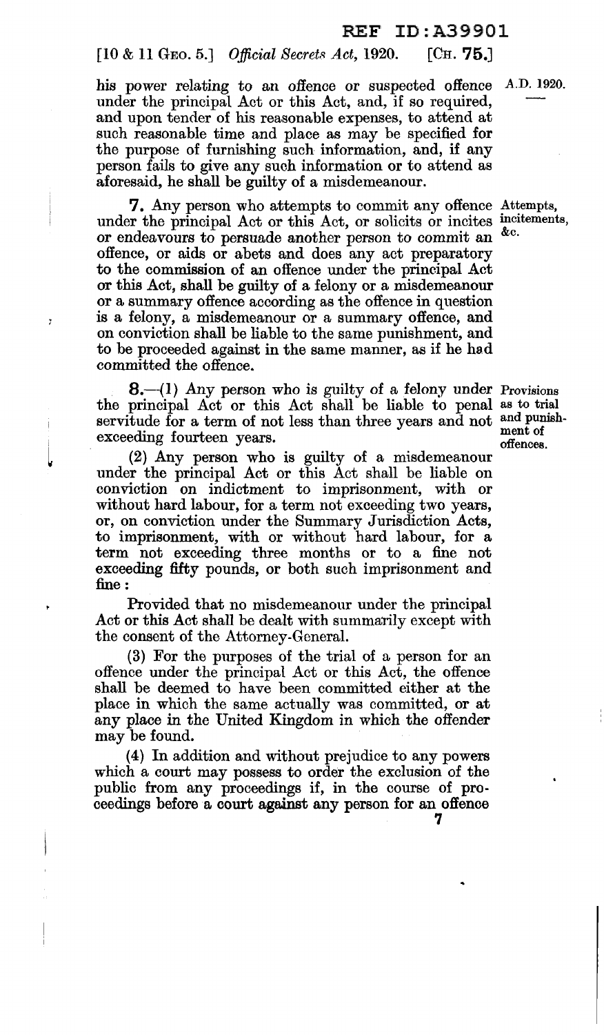his power relating to an offence or suspected offence under the principal Act or this Act, and, if so required, and upon tender of his reasonable expenses, to attend at such reasonable time and place as may be specified for the purpose of furnishing such information, and, if any person fails to give any such information or to attend as aforesaid, he shall be guilty of a misdemeanour.

**Attempts, incitements, &c.**

**7.** Any person who attempts to commit any offence under the principal Act or this Act, or solicits or incites or endeavours to persuade another person to commit an offence, or aids or abets and does any act preparatory to the commission of an offence under the principal Act or this Act, shall be guilty of a felony or a misdemeanour or a summary offence according as the offence in question is a felony, a misdemeanour or a summary offence, and on conviction shall be liable to the same punishment, and to be proceeded against in the same manner, as if he had committed the offence.

**Provisions as to trial and punishment of offences.**

**8.**—(1) Any person who is guilty of a felony under the principal Act or this Act shall be liable to penal servitude for a term of not less than three years and not exceeding fourteen years.

(2) Any person who is guilty of a misdemeanour under the principal Act or this Act shall be liable on conviction on indictment to imprisonment, with or without hard labour, for a term not exceeding two years, or, on conviction under the Summary Jurisdiction Acts, to imprisonment, with or without hard labour, for a term not exceeding three months or to a fine not exceeding fifty pounds, or both such imprisonment and fine:

Provided that no misdemeanour under the principal Act or this Act shall be dealt with summarily except with the consent of the Attorney-General.

(3) For the purposes of the trial of a person for an offence under the principal Act or this Act, the offence shall be deemed to have been committed either at the place in which the same actually was committed, or at any place in the United Kingdom in which the offender may be found.

(4) In addition and without prejudice to any powers which a court may possess to order the exclusion of the public from any proceedings if, in the course of proceedings before a court against any person for an offence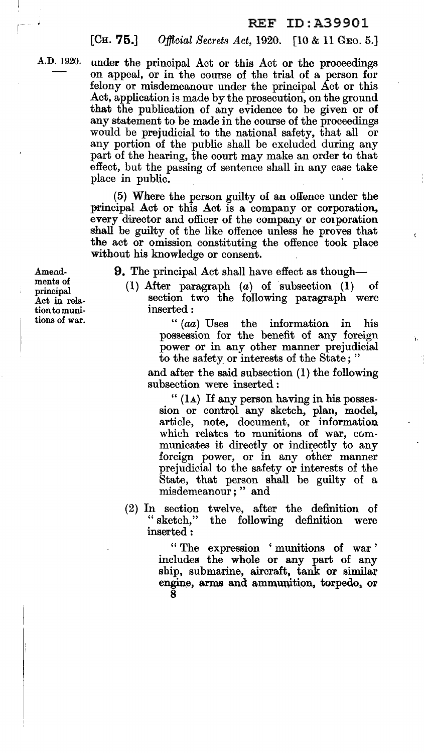under the principal Act or this Act or the proceedings on appeal, or in the course of the trial of a person for felony or misdemeanour under the principal Act or this Act, application is made by the prosecution, on the ground that the publication of any evidence to be given or of any statement to be made in the course of the proceedings would be prejudicial to the national safety, that all or any portion of the public shall be excluded during any part of the hearing, the court may make an order to that effect, but the passing of sentence shall in any case take place in public.

(5) Where the person guilty of an offence under the principal Act or this Act is a company or corporation, every director and officer of the company or corporation shall be guilty of the like offence unless he proves that the act or omission constituting the offence took place without his knowledge or consent.

*Amendments of principal Act in relation to munitions of war.*

**9.** The principal Act shall have effect as though—

(1) After paragraph (*a*) of subsection (1) of section two the following paragraph were inserted:

> "(*aa*) Uses the information in his possession for the benefit of any foreign power or in any other manner prejudicial to the safety or interests of the State;"

and after the said subsection (1) the following subsection were inserted:

> "(1A) If any person having in his possession or control any sketch, plan, model, article, note, document, or information which relates to munitions of war, communicates it directly or indirectly to any foreign power, or in any other manner prejudicial to the safety or interests of the State, that person shall be guilty of a misdemeanour;" and

(2) In section twelve, after the definition of "sketch," the following definition were inserted:

> "The expression 'munitions of war' includes the whole or any part of any ship, submarine, aircraft, tank or similar engine, arms and ammunition, torpedo, or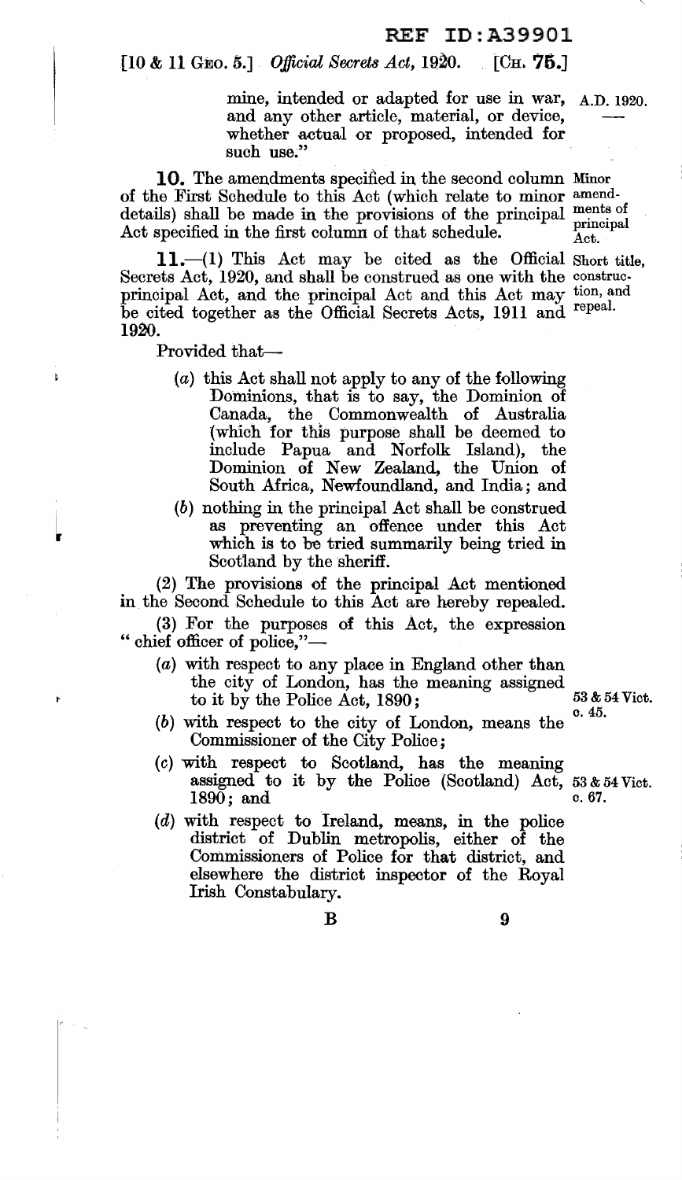mine, intended or adapted for use in war, and any other article, material, or device, whether actual or proposed, intended for such use."

A.D. 1920.

**10.** The amendments specified in the second column of the First Schedule to this Act (which relate to minor details) shall be made in the provisions of the principal Act specified in the first column of that schedule.

Minor amendments of principal Act.

**11.**—(1) This Act may be cited as the Official Secrets Act, 1920, and shall be construed as one with the principal Act, and the principal Act and this Act may be cited together as the Official Secrets Acts, 1911 and 1920.

Short title, construction, and repeal.

Provided that—

- (*a*) this Act shall not apply to any of the following Dominions, that is to say, the Dominion of Canada, the Commonwealth of Australia (which for this purpose shall be deemed to include Papua and Norfolk Island), the Dominion of New Zealand, the Union of South Africa, Newfoundland, and India; and
- (*b*) nothing in the principal Act shall be construed as preventing an offence under this Act which is to be tried summarily being tried in Scotland by the sheriff.

(2) The provisions of the principal Act mentioned in the Second Schedule to this Act are hereby repealed.

(3) For the purposes of this Act, the expression "chief officer of police,"—

- (*a*) with respect to any place in England other than the city of London, has the meaning assigned to it by the Police Act, 1890; *(53 & 54 Vict. c. 45.)*
- (*b*) with respect to the city of London, means the Commissioner of the City Police;
- (*c*) with respect to Scotland, has the meaning assigned to it by the Police (Scotland) Act, 1890; and *(53 & 54 Vict. c. 67.)*
- (*d*) with respect to Ireland, means, in the police district of Dublin metropolis, either of the Commissioners of Police for that district, and elsewhere the district inspector of the Royal Irish Constabulary.

B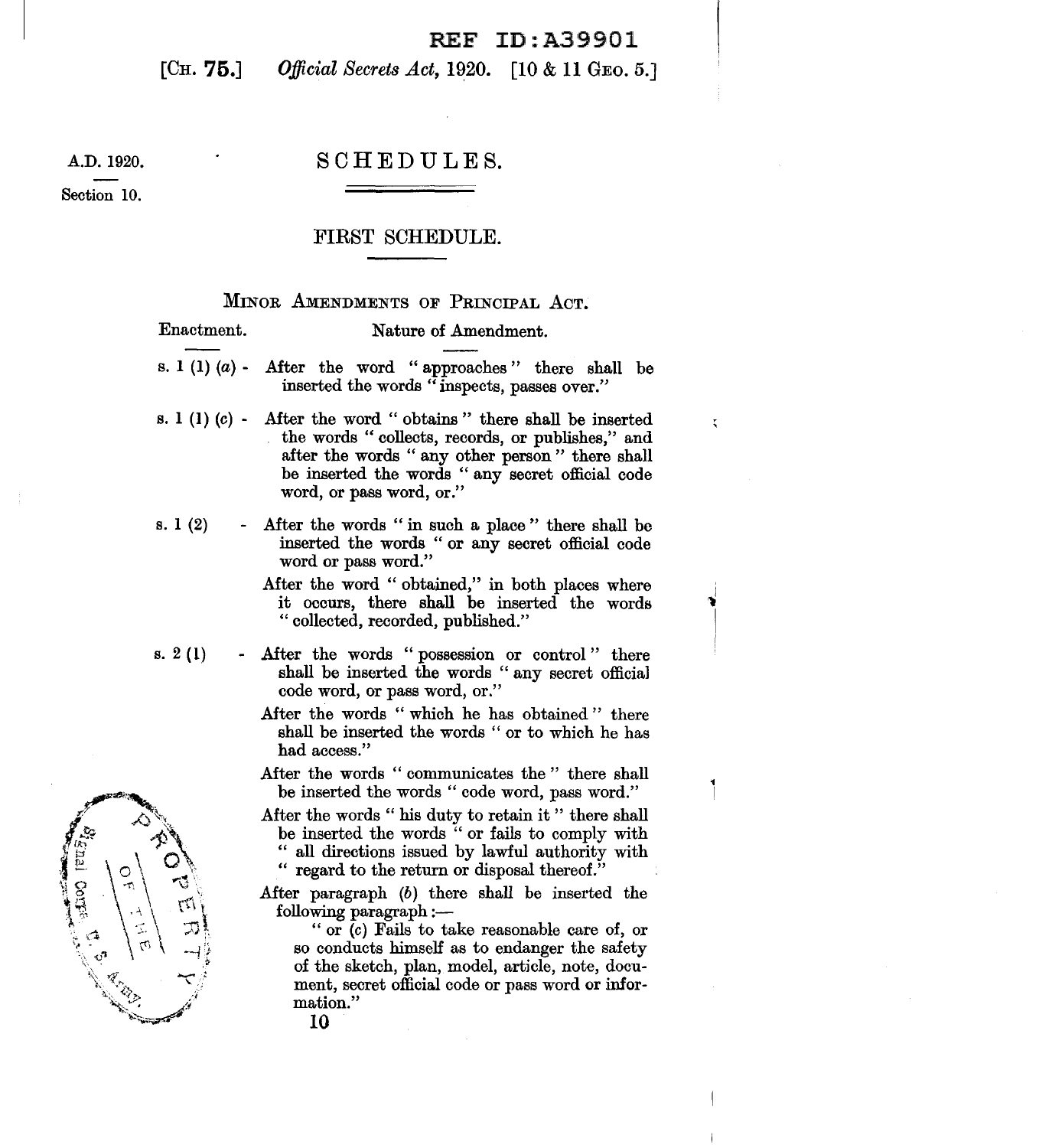A.D. 1920.

Section 10.

# SCHEDULES.

## FIRST SCHEDULE.

### Minor Amendments of Principal Act.

| Enactment. | Nature of Amendment. |
|---|---|
| s. 1 (1) (*a*) - | After the word "approaches" there shall be inserted the words "inspects, passes over." |
| s. 1 (1) (*c*) - | After the word "obtains" there shall be inserted the words "collects, records, or publishes," and after the words "any other person" there shall be inserted the words "any secret official code word, or pass word, or." |
| s. 1 (2) - | After the words "in such a place" there shall be inserted the words "or any secret official code word or pass word." After the word "obtained," in both places where it occurs, there shall be inserted the words "collected, recorded, published." |
| s. 2 (1) - | After the words "possession or control" there shall be inserted the words "any secret official code word, or pass word, or." After the words "which he has obtained" there shall be inserted the words "or to which he has had access." After the words "communicates the" there shall be inserted the words "code word, pass word." After the words "his duty to retain it" there shall be inserted the words "or fails to comply with "all directions issued by lawful authority with "regard to the return or disposal thereof." After paragraph (*b*) there shall be inserted the following paragraph:— "or (*c*) Fails to take reasonable care of, or so conducts himself as to endanger the safety of the sketch, plan, model, article, note, document, secret official code or pass word or information." |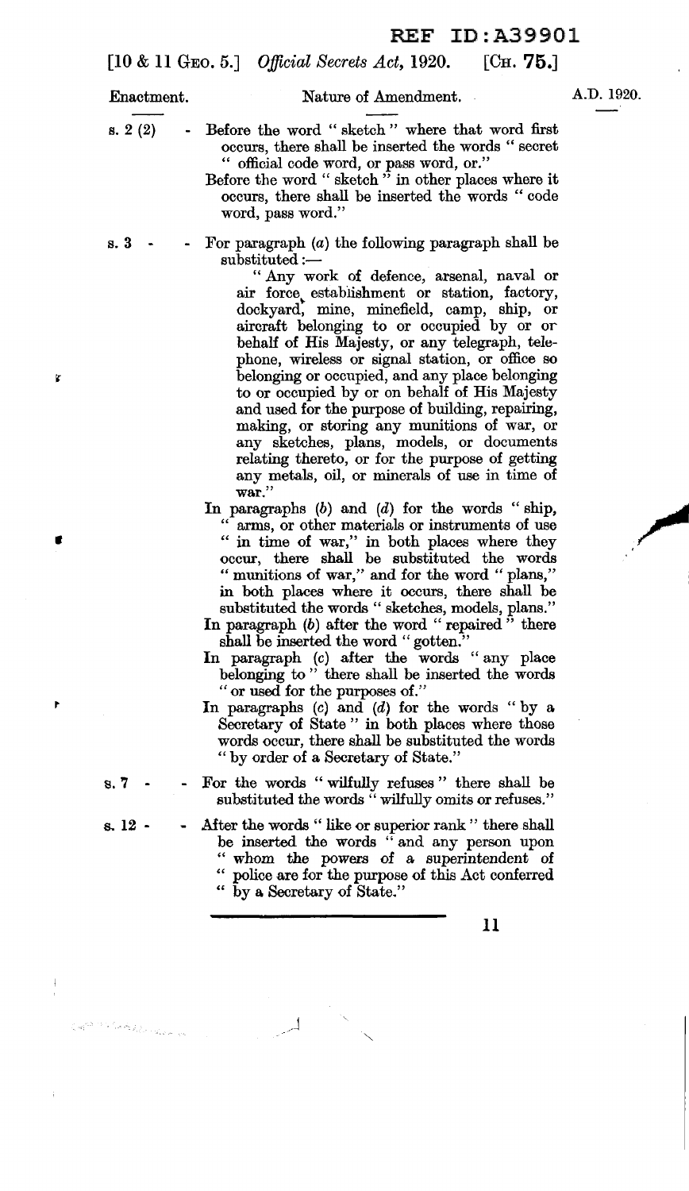| Enactment. | Nature of Amendment. |
|---|---|
| s. 2 (2) | Before the word " sketch " where that word first occurs, there shall be inserted the words " secret " official code word, or pass word, or." Before the word " sketch " in other places where it occurs, there shall be inserted the words " code word, pass word." |
| s. 3 | For paragraph (*a*) the following paragraph shall be substituted :— " Any work of defence, arsenal, naval or air force establishment or station, factory, dockyard, mine, minefield, camp, ship, or aircraft belonging to or occupied by or on behalf of His Majesty, or any telegraph, telephone, wireless or signal station, or office so belonging or occupied, and any place belonging to or occupied by or on behalf of His Majesty and used for the purpose of building, repairing, making, or storing any munitions of war, or any sketches, plans, models, or documents relating thereto, or for the purpose of getting any metals, oil, or minerals of use in time of war." In paragraphs (*b*) and (*d*) for the words " ship, " arms, or other materials or instruments of use " in time of war," in both places where they occur, there shall be substituted the words " munitions of war," and for the word " plans," in both places where it occurs, there shall be substituted the words " sketches, models, plans." In paragraph (*b*) after the word " repaired " there shall be inserted the word " gotten." In paragraph (*c*) after the words " any place belonging to " there shall be inserted the words " or used for the purposes of." In paragraphs (*c*) and (*d*) for the words " by a Secretary of State " in both places where those words occur, there shall be substituted the words " by order of a Secretary of State." |
| s. 7 | For the words " wilfully refuses " there shall be substituted the words " wilfully omits or refuses." |
| s. 12 | After the words " like or superior rank " there shall be inserted the words " and any person upon " whom the powers of a superintendent of " police are for the purpose of this Act conferred " by a Secretary of State." |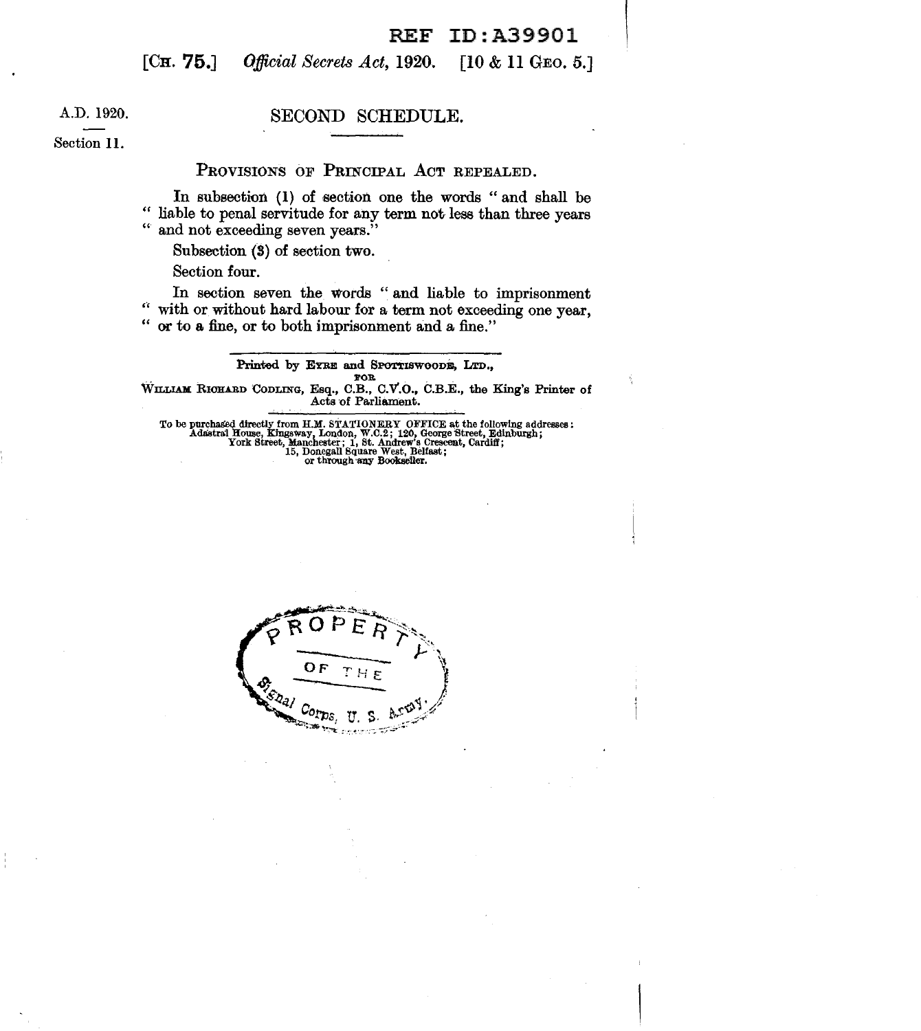REF ID:A39901

A.D. 1920.

Section 11.

## SECOND SCHEDULE.

### Provisions of Principal Act repealed.

In subsection (1) of section one the words "and shall be "liable to penal servitude for any term not less than three years "and not exceeding seven years."

Subsection (3) of section two.

Section four.

In section seven the words "and liable to imprisonment "with or without hard labour for a term not exceeding one year, "or to a fine, or to both imprisonment and a fine."

---

Printed by Eyre and Spottiswoode, Ltd.,
for
William Richard Codling, Esq., C.B., C.V.O., C.B.E., the King's Printer of Acts of Parliament.

To be purchased directly from H.M. STATIONERY OFFICE at the following addresses:
Adastral House, Kingsway, London, W.C.2; 120, George Street, Edinburgh;
York Street, Manchester; 1, St. Andrew's Crescent, Cardiff;
15, Donegall Square West, Belfast;
or through any Bookseller.

PROPERTY OF THE Signal Corps, U. S. Army.